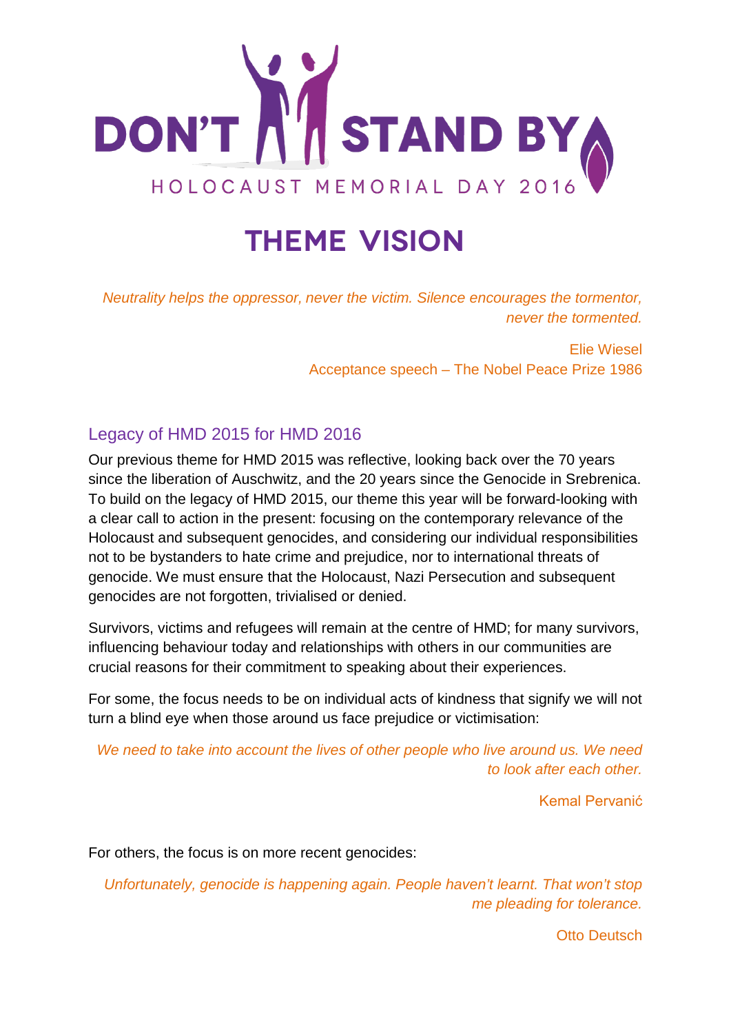# DON'T STAND BY

HOLOCAUST MEMORIAL DAY 2016

## THEME VISION

*Neutrality helps the oppressor, never the victim. Silence encourages the tormentor, never the tormented.*

Elie Wiesel
Acceptance speech – The Nobel Peace Prize 1986

### Legacy of HMD 2015 for HMD 2016

Our previous theme for HMD 2015 was reflective, looking back over the 70 years since the liberation of Auschwitz, and the 20 years since the Genocide in Srebrenica. To build on the legacy of HMD 2015, our theme this year will be forward-looking with a clear call to action in the present: focusing on the contemporary relevance of the Holocaust and subsequent genocides, and considering our individual responsibilities not to be bystanders to hate crime and prejudice, nor to international threats of genocide. We must ensure that the Holocaust, Nazi Persecution and subsequent genocides are not forgotten, trivialised or denied.

Survivors, victims and refugees will remain at the centre of HMD; for many survivors, influencing behaviour today and relationships with others in our communities are crucial reasons for their commitment to speaking about their experiences.

For some, the focus needs to be on individual acts of kindness that signify we will not turn a blind eye when those around us face prejudice or victimisation:

*We need to take into account the lives of other people who live around us. We need to look after each other.*

Kemal Pervanić

For others, the focus is on more recent genocides:

*Unfortunately, genocide is happening again. People haven't learnt. That won't stop me pleading for tolerance.*

Otto Deutsch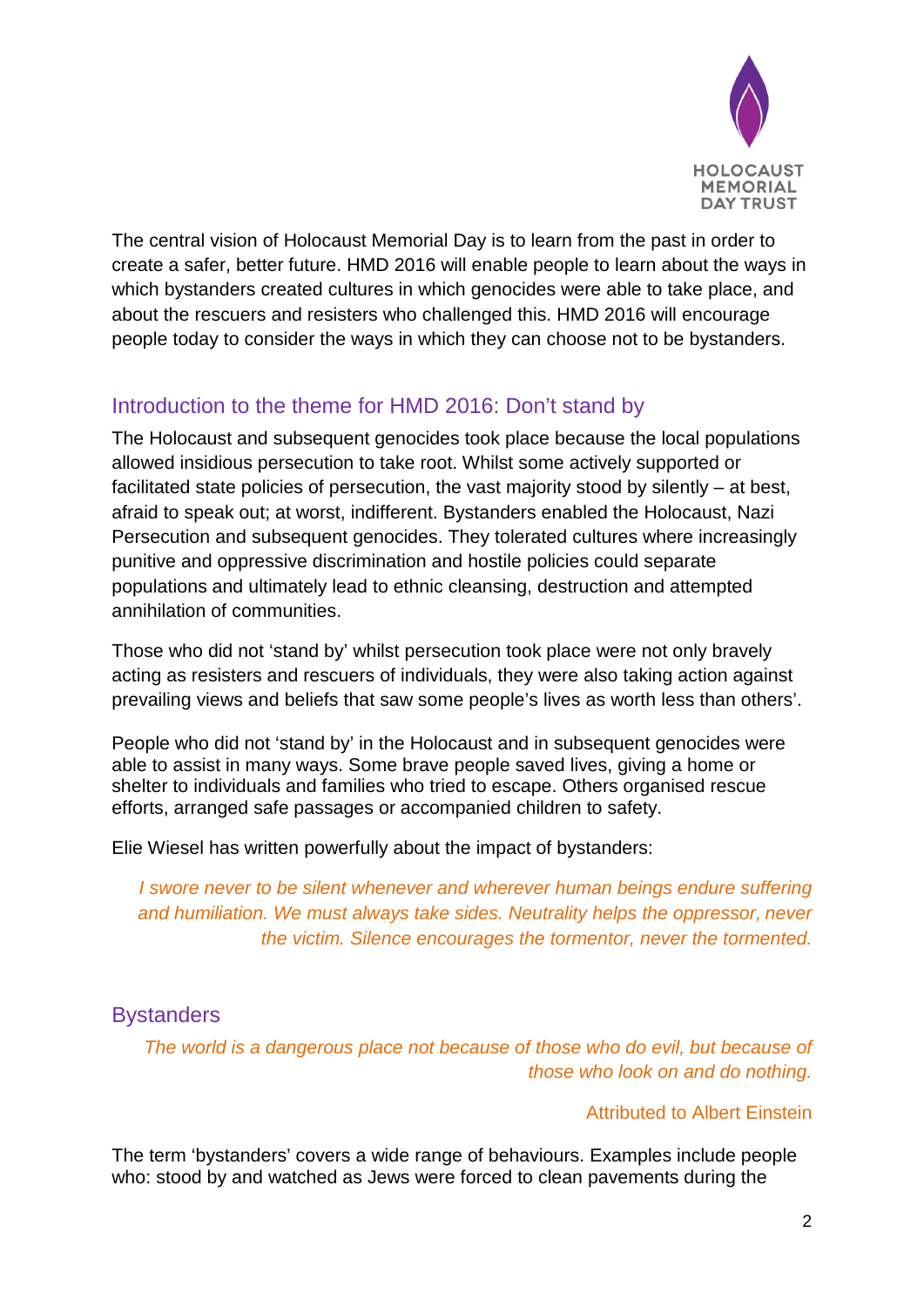The central vision of Holocaust Memorial Day is to learn from the past in order to create a safer, better future. HMD 2016 will enable people to learn about the ways in which bystanders created cultures in which genocides were able to take place, and about the rescuers and resisters who challenged this. HMD 2016 will encourage people today to consider the ways in which they can choose not to be bystanders.

## Introduction to the theme for HMD 2016: Don't stand by

The Holocaust and subsequent genocides took place because the local populations allowed insidious persecution to take root. Whilst some actively supported or facilitated state policies of persecution, the vast majority stood by silently – at best, afraid to speak out; at worst, indifferent. Bystanders enabled the Holocaust, Nazi Persecution and subsequent genocides. They tolerated cultures where increasingly punitive and oppressive discrimination and hostile policies could separate populations and ultimately lead to ethnic cleansing, destruction and attempted annihilation of communities.

Those who did not 'stand by' whilst persecution took place were not only bravely acting as resisters and rescuers of individuals, they were also taking action against prevailing views and beliefs that saw some people's lives as worth less than others'.

People who did not 'stand by' in the Holocaust and in subsequent genocides were able to assist in many ways. Some brave people saved lives, giving a home or shelter to individuals and families who tried to escape. Others organised rescue efforts, arranged safe passages or accompanied children to safety.

Elie Wiesel has written powerfully about the impact of bystanders:

> *I swore never to be silent whenever and wherever human beings endure suffering and humiliation. We must always take sides. Neutrality helps the oppressor, never the victim. Silence encourages the tormentor, never the tormented.*

## Bystanders

> *The world is a dangerous place not because of those who do evil, but because of those who look on and do nothing.*
>
> Attributed to Albert Einstein

The term 'bystanders' covers a wide range of behaviours. Examples include people who: stood by and watched as Jews were forced to clean pavements during the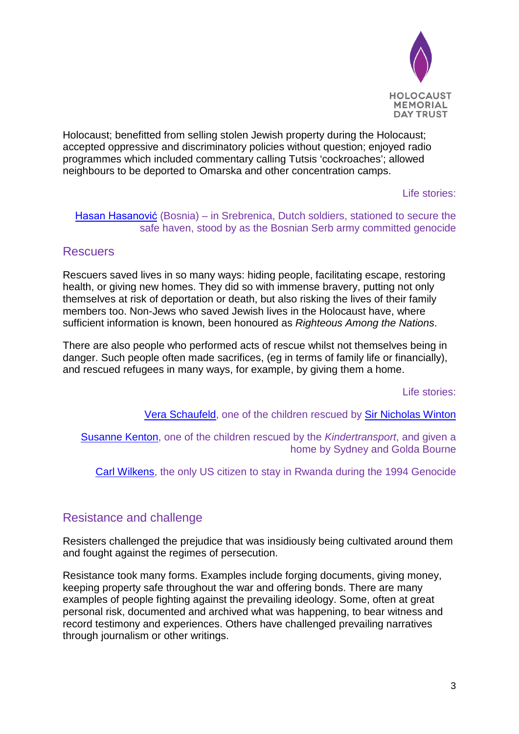Holocaust; benefitted from selling stolen Jewish property during the Holocaust; accepted oppressive and discriminatory policies without question; enjoyed radio programmes which included commentary calling Tutsis 'cockroaches'; allowed neighbours to be deported to Omarska and other concentration camps.

Life stories:

Hasan Hasanović (Bosnia) – in Srebrenica, Dutch soldiers, stationed to secure the safe haven, stood by as the Bosnian Serb army committed genocide

## Rescuers

Rescuers saved lives in so many ways: hiding people, facilitating escape, restoring health, or giving new homes. They did so with immense bravery, putting not only themselves at risk of deportation or death, but also risking the lives of their family members too. Non-Jews who saved Jewish lives in the Holocaust have, where sufficient information is known, been honoured as *Righteous Among the Nations*.

There are also people who performed acts of rescue whilst not themselves being in danger. Such people often made sacrifices, (eg in terms of family life or financially), and rescued refugees in many ways, for example, by giving them a home.

Life stories:

Vera Schaufeld, one of the children rescued by Sir Nicholas Winton

Susanne Kenton, one of the children rescued by the *Kindertransport*, and given a home by Sydney and Golda Bourne

Carl Wilkens, the only US citizen to stay in Rwanda during the 1994 Genocide

## Resistance and challenge

Resisters challenged the prejudice that was insidiously being cultivated around them and fought against the regimes of persecution.

Resistance took many forms. Examples include forging documents, giving money, keeping property safe throughout the war and offering bonds. There are many examples of people fighting against the prevailing ideology. Some, often at great personal risk, documented and archived what was happening, to bear witness and record testimony and experiences. Others have challenged prevailing narratives through journalism or other writings.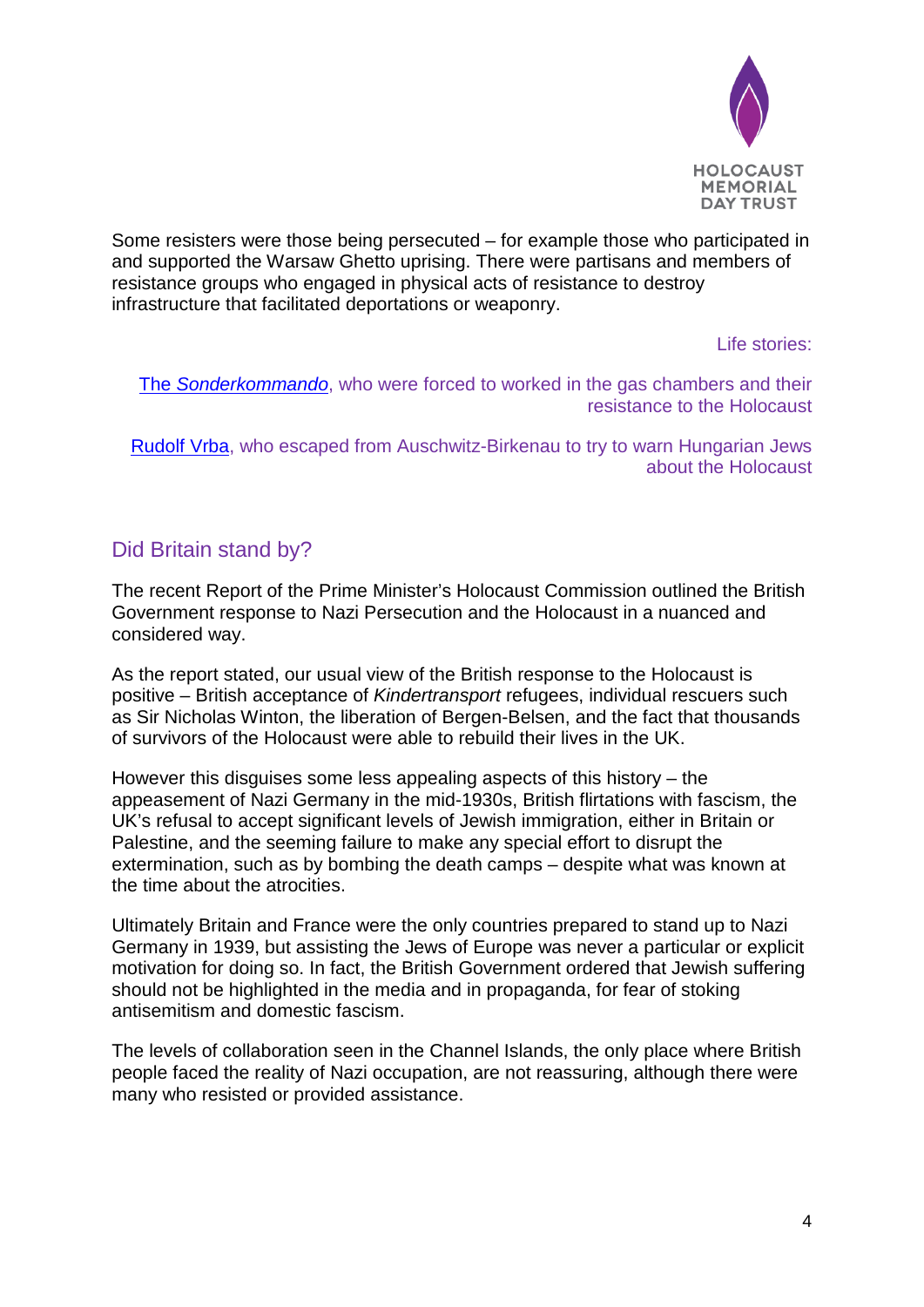Some resisters were those being persecuted – for example those who participated in and supported the Warsaw Ghetto uprising. There were partisans and members of resistance groups who engaged in physical acts of resistance to destroy infrastructure that facilitated deportations or weaponry.

Life stories:

The *Sonderkommando*, who were forced to worked in the gas chambers and their resistance to the Holocaust

Rudolf Vrba, who escaped from Auschwitz-Birkenau to try to warn Hungarian Jews about the Holocaust

## Did Britain stand by?

The recent Report of the Prime Minister's Holocaust Commission outlined the British Government response to Nazi Persecution and the Holocaust in a nuanced and considered way.

As the report stated, our usual view of the British response to the Holocaust is positive – British acceptance of *Kindertransport* refugees, individual rescuers such as Sir Nicholas Winton, the liberation of Bergen-Belsen, and the fact that thousands of survivors of the Holocaust were able to rebuild their lives in the UK.

However this disguises some less appealing aspects of this history – the appeasement of Nazi Germany in the mid-1930s, British flirtations with fascism, the UK's refusal to accept significant levels of Jewish immigration, either in Britain or Palestine, and the seeming failure to make any special effort to disrupt the extermination, such as by bombing the death camps – despite what was known at the time about the atrocities.

Ultimately Britain and France were the only countries prepared to stand up to Nazi Germany in 1939, but assisting the Jews of Europe was never a particular or explicit motivation for doing so. In fact, the British Government ordered that Jewish suffering should not be highlighted in the media and in propaganda, for fear of stoking antisemitism and domestic fascism.

The levels of collaboration seen in the Channel Islands, the only place where British people faced the reality of Nazi occupation, are not reassuring, although there were many who resisted or provided assistance.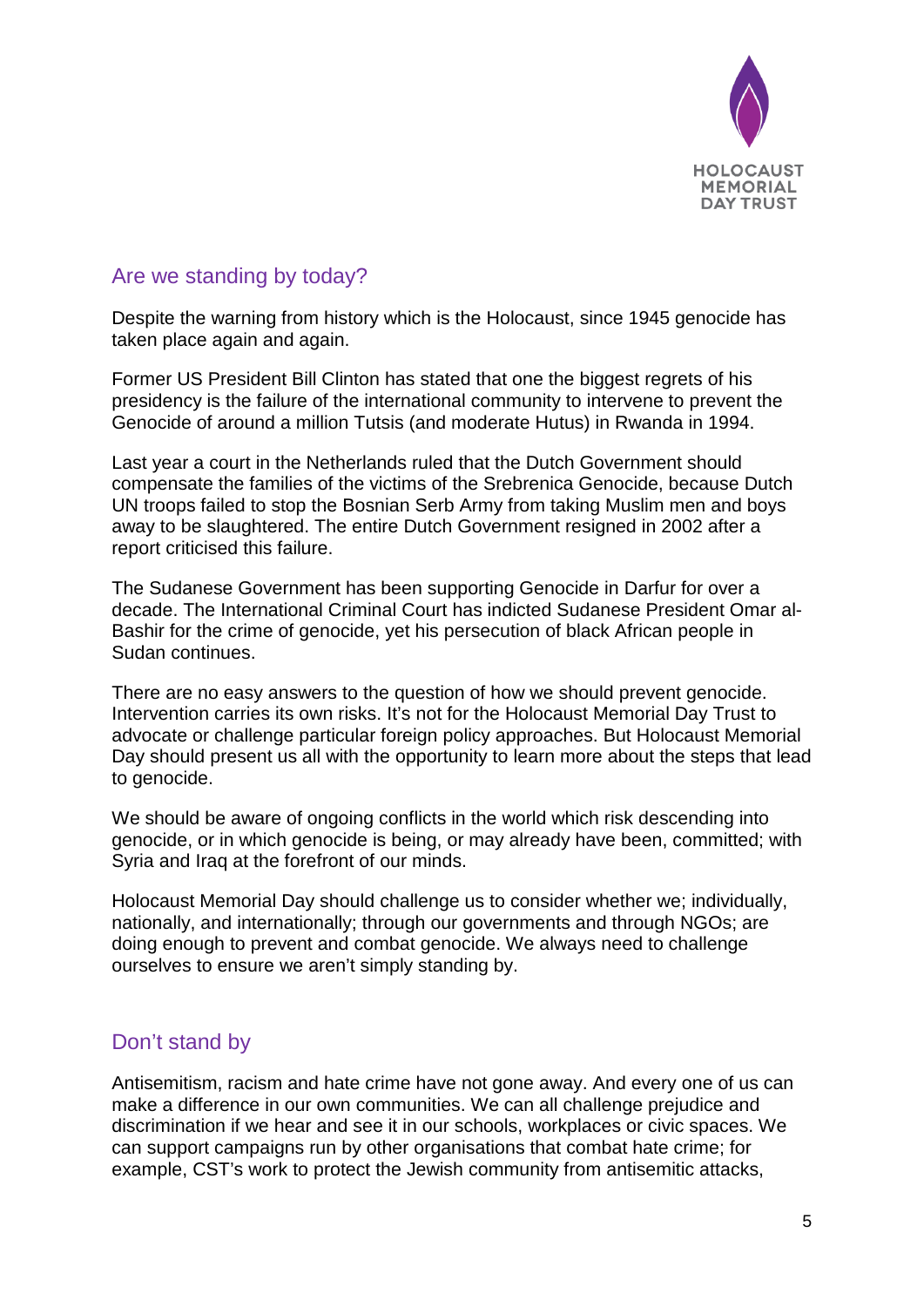## Are we standing by today?

Despite the warning from history which is the Holocaust, since 1945 genocide has taken place again and again.

Former US President Bill Clinton has stated that one the biggest regrets of his presidency is the failure of the international community to intervene to prevent the Genocide of around a million Tutsis (and moderate Hutus) in Rwanda in 1994.

Last year a court in the Netherlands ruled that the Dutch Government should compensate the families of the victims of the Srebrenica Genocide, because Dutch UN troops failed to stop the Bosnian Serb Army from taking Muslim men and boys away to be slaughtered. The entire Dutch Government resigned in 2002 after a report criticised this failure.

The Sudanese Government has been supporting Genocide in Darfur for over a decade. The International Criminal Court has indicted Sudanese President Omar al-Bashir for the crime of genocide, yet his persecution of black African people in Sudan continues.

There are no easy answers to the question of how we should prevent genocide. Intervention carries its own risks. It's not for the Holocaust Memorial Day Trust to advocate or challenge particular foreign policy approaches. But Holocaust Memorial Day should present us all with the opportunity to learn more about the steps that lead to genocide.

We should be aware of ongoing conflicts in the world which risk descending into genocide, or in which genocide is being, or may already have been, committed; with Syria and Iraq at the forefront of our minds.

Holocaust Memorial Day should challenge us to consider whether we; individually, nationally, and internationally; through our governments and through NGOs; are doing enough to prevent and combat genocide. We always need to challenge ourselves to ensure we aren't simply standing by.

## Don't stand by

Antisemitism, racism and hate crime have not gone away. And every one of us can make a difference in our own communities. We can all challenge prejudice and discrimination if we hear and see it in our schools, workplaces or civic spaces. We can support campaigns run by other organisations that combat hate crime; for example, CST's work to protect the Jewish community from antisemitic attacks,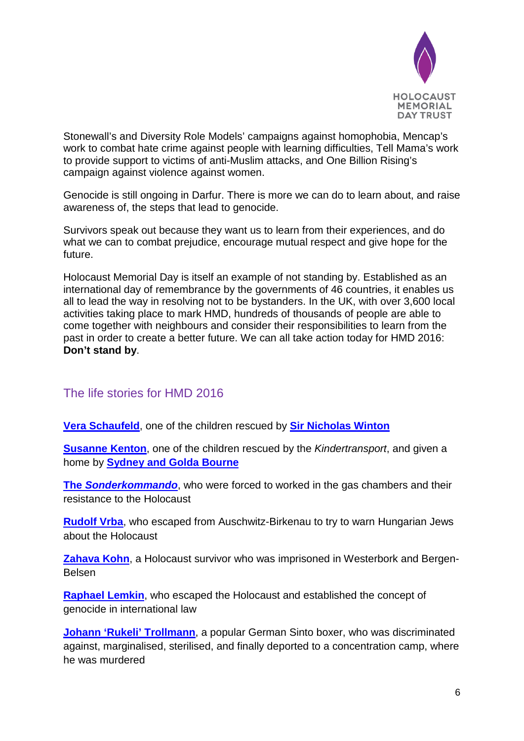Stonewall's and Diversity Role Models' campaigns against homophobia, Mencap's work to combat hate crime against people with learning difficulties, Tell Mama's work to provide support to victims of anti-Muslim attacks, and One Billion Rising's campaign against violence against women.

Genocide is still ongoing in Darfur. There is more we can do to learn about, and raise awareness of, the steps that lead to genocide.

Survivors speak out because they want us to learn from their experiences, and do what we can to combat prejudice, encourage mutual respect and give hope for the future.

Holocaust Memorial Day is itself an example of not standing by. Established as an international day of remembrance by the governments of 46 countries, it enables us all to lead the way in resolving not to be bystanders. In the UK, with over 3,600 local activities taking place to mark HMD, hundreds of thousands of people are able to come together with neighbours and consider their responsibilities to learn from the past in order to create a better future. We can all take action today for HMD 2016: **Don't stand by**.

## The life stories for HMD 2016

**Vera Schaufeld**, one of the children rescued by **Sir Nicholas Winton**

**Susanne Kenton**, one of the children rescued by the *Kindertransport*, and given a home by **Sydney and Golda Bourne**

**The *Sonderkommando***, who were forced to worked in the gas chambers and their resistance to the Holocaust

**Rudolf Vrba**, who escaped from Auschwitz-Birkenau to try to warn Hungarian Jews about the Holocaust

**Zahava Kohn**, a Holocaust survivor who was imprisoned in Westerbork and Bergen-Belsen

**Raphael Lemkin**, who escaped the Holocaust and established the concept of genocide in international law

**Johann 'Rukeli' Trollmann**, a popular German Sinto boxer, who was discriminated against, marginalised, sterilised, and finally deported to a concentration camp, where he was murdered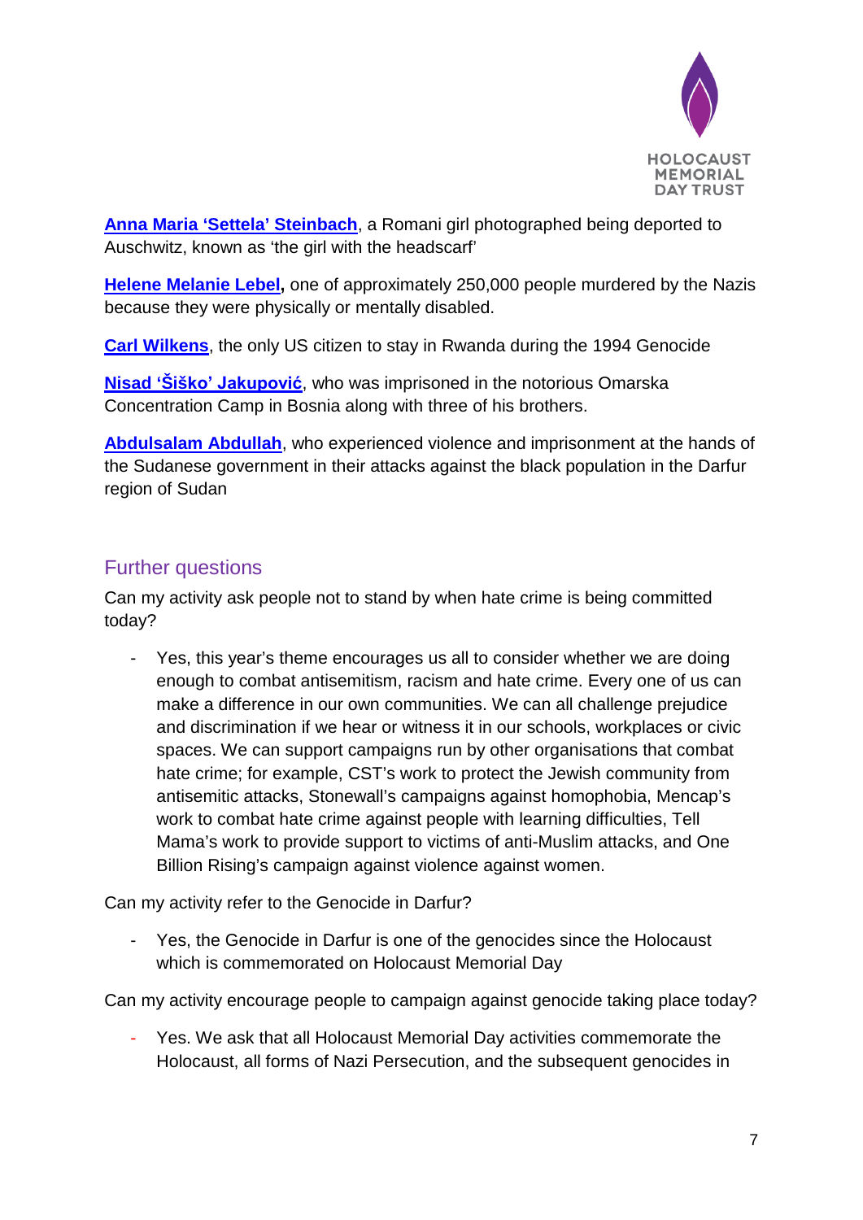**Anna Maria 'Settela' Steinbach**, a Romani girl photographed being deported to Auschwitz, known as 'the girl with the headscarf'

**Helene Melanie Lebel,** one of approximately 250,000 people murdered by the Nazis because they were physically or mentally disabled.

**Carl Wilkens**, the only US citizen to stay in Rwanda during the 1994 Genocide

**Nisad 'Šiško' Jakupović**, who was imprisoned in the notorious Omarska Concentration Camp in Bosnia along with three of his brothers.

**Abdulsalam Abdullah**, who experienced violence and imprisonment at the hands of the Sudanese government in their attacks against the black population in the Darfur region of Sudan

## Further questions

Can my activity ask people not to stand by when hate crime is being committed today?

- Yes, this year's theme encourages us all to consider whether we are doing enough to combat antisemitism, racism and hate crime. Every one of us can make a difference in our own communities. We can all challenge prejudice and discrimination if we hear or witness it in our schools, workplaces or civic spaces. We can support campaigns run by other organisations that combat hate crime; for example, CST's work to protect the Jewish community from antisemitic attacks, Stonewall's campaigns against homophobia, Mencap's work to combat hate crime against people with learning difficulties, Tell Mama's work to provide support to victims of anti-Muslim attacks, and One Billion Rising's campaign against violence against women.

Can my activity refer to the Genocide in Darfur?

- Yes, the Genocide in Darfur is one of the genocides since the Holocaust which is commemorated on Holocaust Memorial Day

Can my activity encourage people to campaign against genocide taking place today?

- Yes. We ask that all Holocaust Memorial Day activities commemorate the Holocaust, all forms of Nazi Persecution, and the subsequent genocides in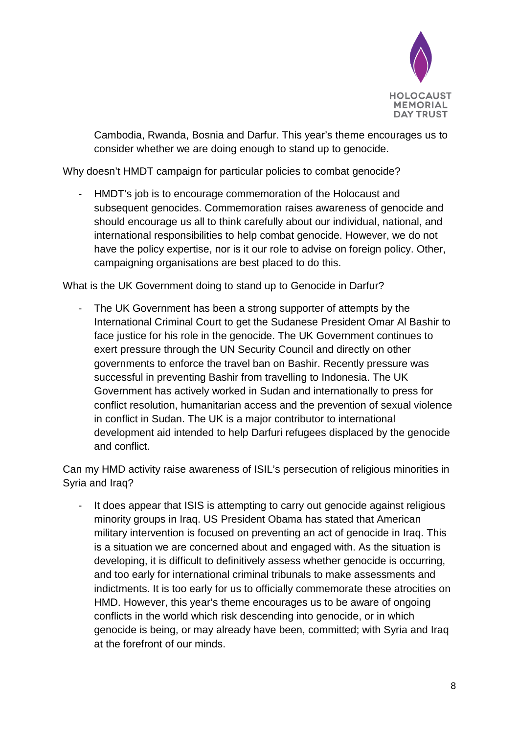Cambodia, Rwanda, Bosnia and Darfur. This year's theme encourages us to consider whether we are doing enough to stand up to genocide.

Why doesn't HMDT campaign for particular policies to combat genocide?

- HMDT's job is to encourage commemoration of the Holocaust and subsequent genocides. Commemoration raises awareness of genocide and should encourage us all to think carefully about our individual, national, and international responsibilities to help combat genocide. However, we do not have the policy expertise, nor is it our role to advise on foreign policy. Other, campaigning organisations are best placed to do this.

What is the UK Government doing to stand up to Genocide in Darfur?

- The UK Government has been a strong supporter of attempts by the International Criminal Court to get the Sudanese President Omar Al Bashir to face justice for his role in the genocide. The UK Government continues to exert pressure through the UN Security Council and directly on other governments to enforce the travel ban on Bashir. Recently pressure was successful in preventing Bashir from travelling to Indonesia. The UK Government has actively worked in Sudan and internationally to press for conflict resolution, humanitarian access and the prevention of sexual violence in conflict in Sudan. The UK is a major contributor to international development aid intended to help Darfuri refugees displaced by the genocide and conflict.

Can my HMD activity raise awareness of ISIL's persecution of religious minorities in Syria and Iraq?

- It does appear that ISIS is attempting to carry out genocide against religious minority groups in Iraq. US President Obama has stated that American military intervention is focused on preventing an act of genocide in Iraq. This is a situation we are concerned about and engaged with. As the situation is developing, it is difficult to definitively assess whether genocide is occurring, and too early for international criminal tribunals to make assessments and indictments. It is too early for us to officially commemorate these atrocities on HMD. However, this year's theme encourages us to be aware of ongoing conflicts in the world which risk descending into genocide, or in which genocide is being, or may already have been, committed; with Syria and Iraq at the forefront of our minds.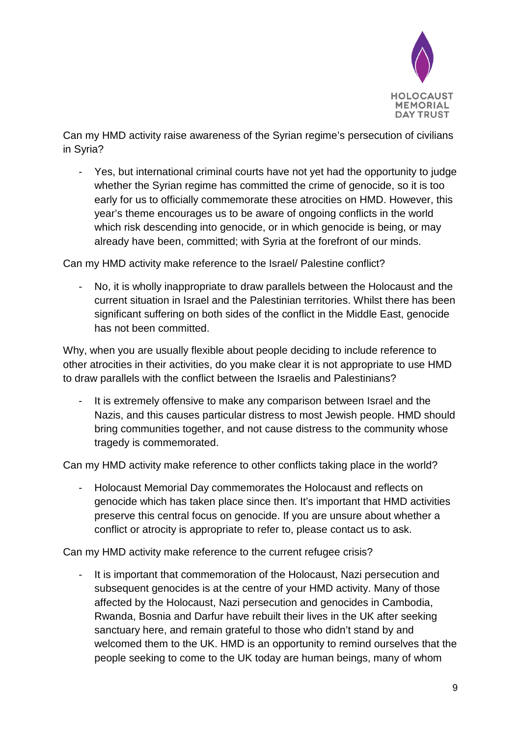Can my HMD activity raise awareness of the Syrian regime's persecution of civilians in Syria?

- Yes, but international criminal courts have not yet had the opportunity to judge whether the Syrian regime has committed the crime of genocide, so it is too early for us to officially commemorate these atrocities on HMD. However, this year's theme encourages us to be aware of ongoing conflicts in the world which risk descending into genocide, or in which genocide is being, or may already have been, committed; with Syria at the forefront of our minds.

Can my HMD activity make reference to the Israel/ Palestine conflict?

- No, it is wholly inappropriate to draw parallels between the Holocaust and the current situation in Israel and the Palestinian territories. Whilst there has been significant suffering on both sides of the conflict in the Middle East, genocide has not been committed.

Why, when you are usually flexible about people deciding to include reference to other atrocities in their activities, do you make clear it is not appropriate to use HMD to draw parallels with the conflict between the Israelis and Palestinians?

- It is extremely offensive to make any comparison between Israel and the Nazis, and this causes particular distress to most Jewish people. HMD should bring communities together, and not cause distress to the community whose tragedy is commemorated.

Can my HMD activity make reference to other conflicts taking place in the world?

- Holocaust Memorial Day commemorates the Holocaust and reflects on genocide which has taken place since then. It's important that HMD activities preserve this central focus on genocide. If you are unsure about whether a conflict or atrocity is appropriate to refer to, please contact us to ask.

Can my HMD activity make reference to the current refugee crisis?

- It is important that commemoration of the Holocaust, Nazi persecution and subsequent genocides is at the centre of your HMD activity. Many of those affected by the Holocaust, Nazi persecution and genocides in Cambodia, Rwanda, Bosnia and Darfur have rebuilt their lives in the UK after seeking sanctuary here, and remain grateful to those who didn't stand by and welcomed them to the UK. HMD is an opportunity to remind ourselves that the people seeking to come to the UK today are human beings, many of whom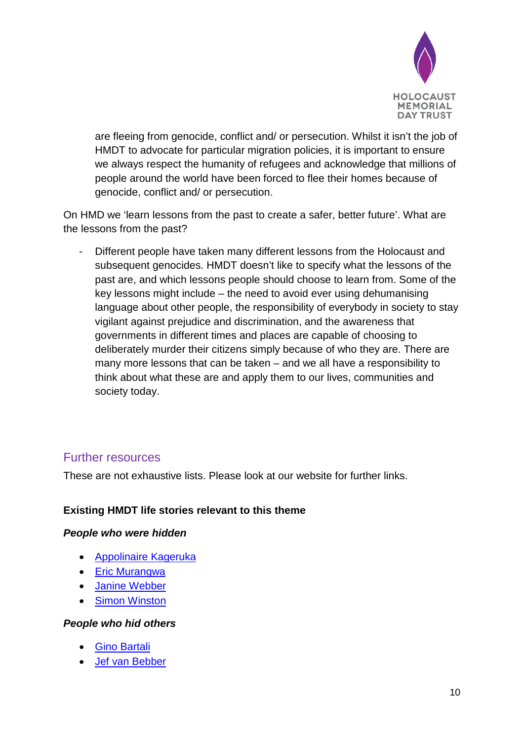are fleeing from genocide, conflict and/ or persecution. Whilst it isn't the job of HMDT to advocate for particular migration policies, it is important to ensure we always respect the humanity of refugees and acknowledge that millions of people around the world have been forced to flee their homes because of genocide, conflict and/ or persecution.

On HMD we 'learn lessons from the past to create a safer, better future'. What are the lessons from the past?

- Different people have taken many different lessons from the Holocaust and subsequent genocides. HMDT doesn't like to specify what the lessons of the past are, and which lessons people should choose to learn from. Some of the key lessons might include – the need to avoid ever using dehumanising language about other people, the responsibility of everybody in society to stay vigilant against prejudice and discrimination, and the awareness that governments in different times and places are capable of choosing to deliberately murder their citizens simply because of who they are. There are many more lessons that can be taken – and we all have a responsibility to think about what these are and apply them to our lives, communities and society today.

## Further resources

These are not exhaustive lists. Please look at our website for further links.

**Existing HMDT life stories relevant to this theme**

***People who were hidden***

- Appolinaire Kageruka
- Eric Murangwa
- Janine Webber
- Simon Winston

***People who hid others***

- Gino Bartali
- Jef van Bebber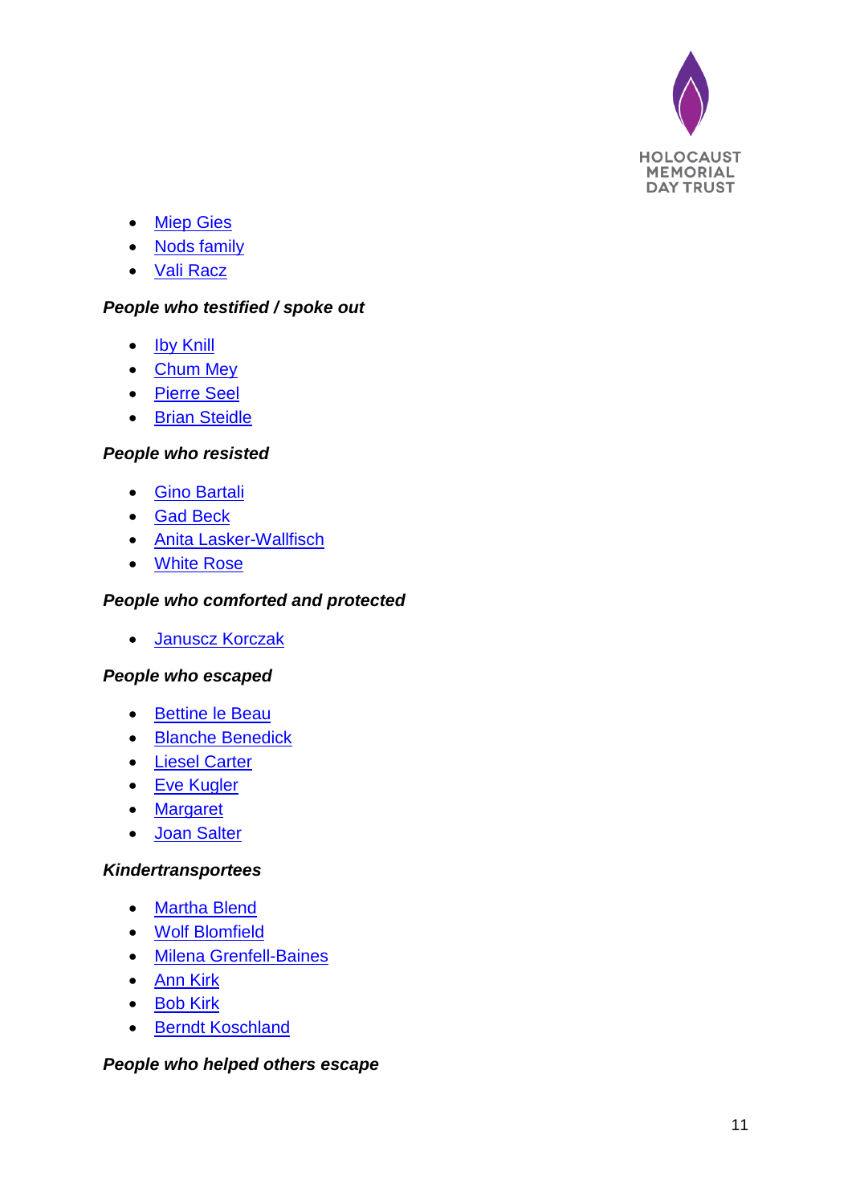- Miep Gies
- Nods family
- Vali Racz

***People who testified / spoke out***

- Iby Knill
- Chum Mey
- Pierre Seel
- Brian Steidle

***People who resisted***

- Gino Bartali
- Gad Beck
- Anita Lasker-Wallfisch
- White Rose

***People who comforted and protected***

- Januscz Korczak

***People who escaped***

- Bettine le Beau
- Blanche Benedick
- Liesel Carter
- Eve Kugler
- Margaret
- Joan Salter

***Kindertransportees***

- Martha Blend
- Wolf Blomfield
- Milena Grenfell-Baines
- Ann Kirk
- Bob Kirk
- Berndt Koschland

***People who helped others escape***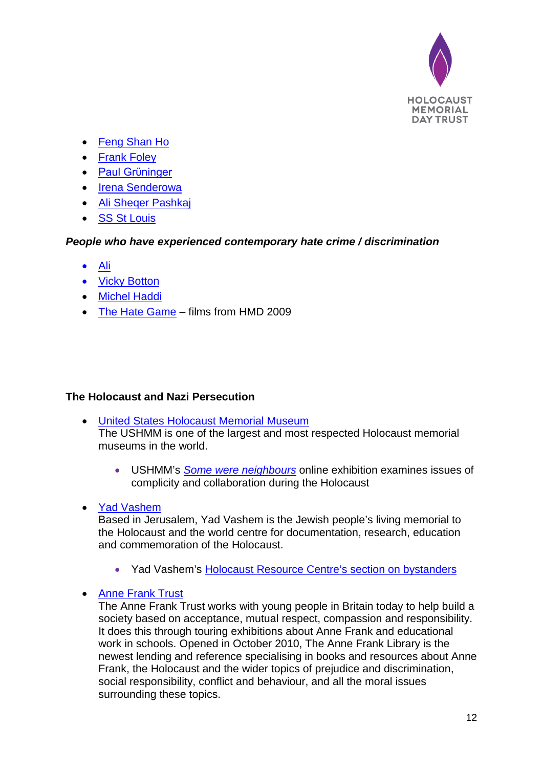- Feng Shan Ho
- Frank Foley
- Paul Grüninger
- Irena Senderowa
- Ali Sheqer Pashkaj
- SS St Louis

***People who have experienced contemporary hate crime / discrimination***

- Ali
- Vicky Botton
- Michel Haddi
- The Hate Game – films from HMD 2009

**The Holocaust and Nazi Persecution**

- United States Holocaust Memorial Museum
  The USHMM is one of the largest and most respected Holocaust memorial museums in the world.
  - USHMM's *Some were neighbours* online exhibition examines issues of complicity and collaboration during the Holocaust
- Yad Vashem
  Based in Jerusalem, Yad Vashem is the Jewish people's living memorial to the Holocaust and the world centre for documentation, research, education and commemoration of the Holocaust.
  - Yad Vashem's Holocaust Resource Centre's section on bystanders
- Anne Frank Trust
  The Anne Frank Trust works with young people in Britain today to help build a society based on acceptance, mutual respect, compassion and responsibility. It does this through touring exhibitions about Anne Frank and educational work in schools. Opened in October 2010, The Anne Frank Library is the newest lending and reference specialising in books and resources about Anne Frank, the Holocaust and the wider topics of prejudice and discrimination, social responsibility, conflict and behaviour, and all the moral issues surrounding these topics.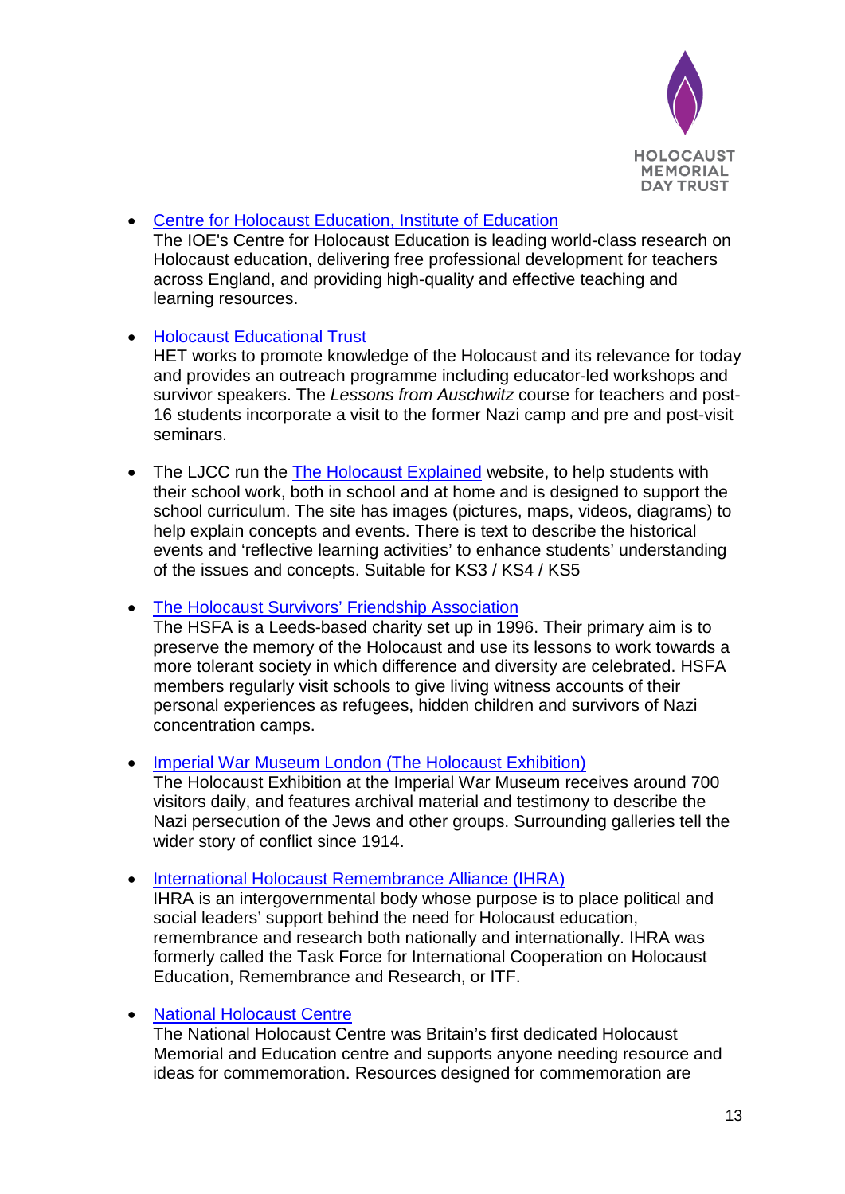- Centre for Holocaust Education, Institute of Education
  The IOE's Centre for Holocaust Education is leading world-class research on Holocaust education, delivering free professional development for teachers across England, and providing high-quality and effective teaching and learning resources.

- Holocaust Educational Trust
  HET works to promote knowledge of the Holocaust and its relevance for today and provides an outreach programme including educator-led workshops and survivor speakers. The *Lessons from Auschwitz* course for teachers and post-16 students incorporate a visit to the former Nazi camp and pre and post-visit seminars.

- The LJCC run the The Holocaust Explained website, to help students with their school work, both in school and at home and is designed to support the school curriculum. The site has images (pictures, maps, videos, diagrams) to help explain concepts and events. There is text to describe the historical events and 'reflective learning activities' to enhance students' understanding of the issues and concepts. Suitable for KS3 / KS4 / KS5

- The Holocaust Survivors' Friendship Association
  The HSFA is a Leeds-based charity set up in 1996. Their primary aim is to preserve the memory of the Holocaust and use its lessons to work towards a more tolerant society in which difference and diversity are celebrated. HSFA members regularly visit schools to give living witness accounts of their personal experiences as refugees, hidden children and survivors of Nazi concentration camps.

- Imperial War Museum London (The Holocaust Exhibition)
  The Holocaust Exhibition at the Imperial War Museum receives around 700 visitors daily, and features archival material and testimony to describe the Nazi persecution of the Jews and other groups. Surrounding galleries tell the wider story of conflict since 1914.

- International Holocaust Remembrance Alliance (IHRA)
  IHRA is an intergovernmental body whose purpose is to place political and social leaders' support behind the need for Holocaust education, remembrance and research both nationally and internationally. IHRA was formerly called the Task Force for International Cooperation on Holocaust Education, Remembrance and Research, or ITF.

- National Holocaust Centre
  The National Holocaust Centre was Britain's first dedicated Holocaust Memorial and Education centre and supports anyone needing resource and ideas for commemoration. Resources designed for commemoration are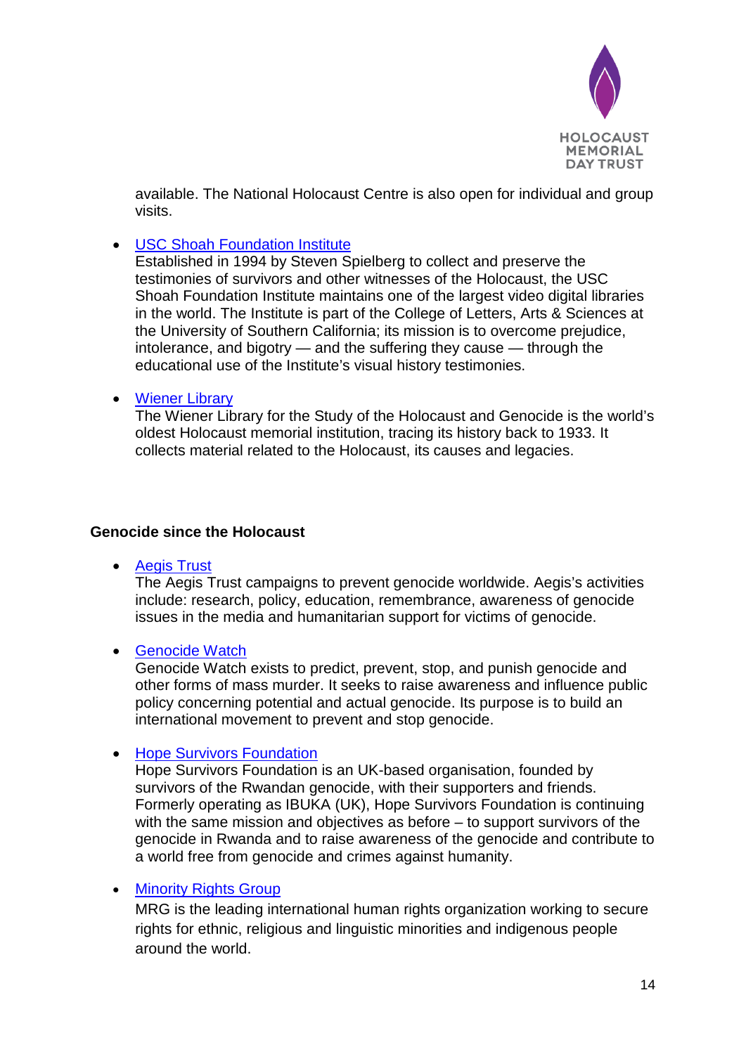available. The National Holocaust Centre is also open for individual and group visits.

- USC Shoah Foundation Institute
  Established in 1994 by Steven Spielberg to collect and preserve the testimonies of survivors and other witnesses of the Holocaust, the USC Shoah Foundation Institute maintains one of the largest video digital libraries in the world. The Institute is part of the College of Letters, Arts & Sciences at the University of Southern California; its mission is to overcome prejudice, intolerance, and bigotry — and the suffering they cause — through the educational use of the Institute's visual history testimonies.

- Wiener Library
  The Wiener Library for the Study of the Holocaust and Genocide is the world's oldest Holocaust memorial institution, tracing its history back to 1933. It collects material related to the Holocaust, its causes and legacies.

**Genocide since the Holocaust**

- Aegis Trust
  The Aegis Trust campaigns to prevent genocide worldwide. Aegis's activities include: research, policy, education, remembrance, awareness of genocide issues in the media and humanitarian support for victims of genocide.

- Genocide Watch
  Genocide Watch exists to predict, prevent, stop, and punish genocide and other forms of mass murder. It seeks to raise awareness and influence public policy concerning potential and actual genocide. Its purpose is to build an international movement to prevent and stop genocide.

- Hope Survivors Foundation
  Hope Survivors Foundation is an UK-based organisation, founded by survivors of the Rwandan genocide, with their supporters and friends. Formerly operating as IBUKA (UK), Hope Survivors Foundation is continuing with the same mission and objectives as before – to support survivors of the genocide in Rwanda and to raise awareness of the genocide and contribute to a world free from genocide and crimes against humanity.

- Minority Rights Group
  MRG is the leading international human rights organization working to secure rights for ethnic, religious and linguistic minorities and indigenous people around the world.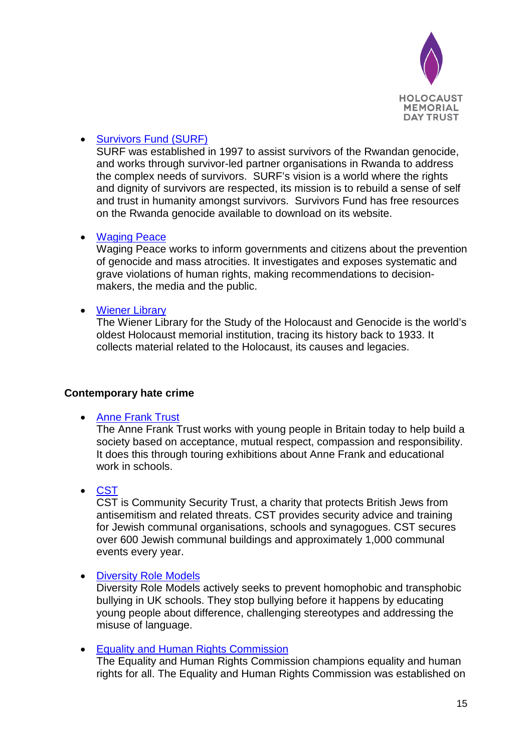- Survivors Fund (SURF)
  SURF was established in 1997 to assist survivors of the Rwandan genocide, and works through survivor-led partner organisations in Rwanda to address the complex needs of survivors. SURF's vision is a world where the rights and dignity of survivors are respected, its mission is to rebuild a sense of self and trust in humanity amongst survivors. Survivors Fund has free resources on the Rwanda genocide available to download on its website.

- Waging Peace
  Waging Peace works to inform governments and citizens about the prevention of genocide and mass atrocities. It investigates and exposes systematic and grave violations of human rights, making recommendations to decision-makers, the media and the public.

- Wiener Library
  The Wiener Library for the Study of the Holocaust and Genocide is the world's oldest Holocaust memorial institution, tracing its history back to 1933. It collects material related to the Holocaust, its causes and legacies.

**Contemporary hate crime**

- Anne Frank Trust
  The Anne Frank Trust works with young people in Britain today to help build a society based on acceptance, mutual respect, compassion and responsibility. It does this through touring exhibitions about Anne Frank and educational work in schools.

- CST
  CST is Community Security Trust, a charity that protects British Jews from antisemitism and related threats. CST provides security advice and training for Jewish communal organisations, schools and synagogues. CST secures over 600 Jewish communal buildings and approximately 1,000 communal events every year.

- Diversity Role Models
  Diversity Role Models actively seeks to prevent homophobic and transphobic bullying in UK schools. They stop bullying before it happens by educating young people about difference, challenging stereotypes and addressing the misuse of language.

- Equality and Human Rights Commission
  The Equality and Human Rights Commission champions equality and human rights for all. The Equality and Human Rights Commission was established on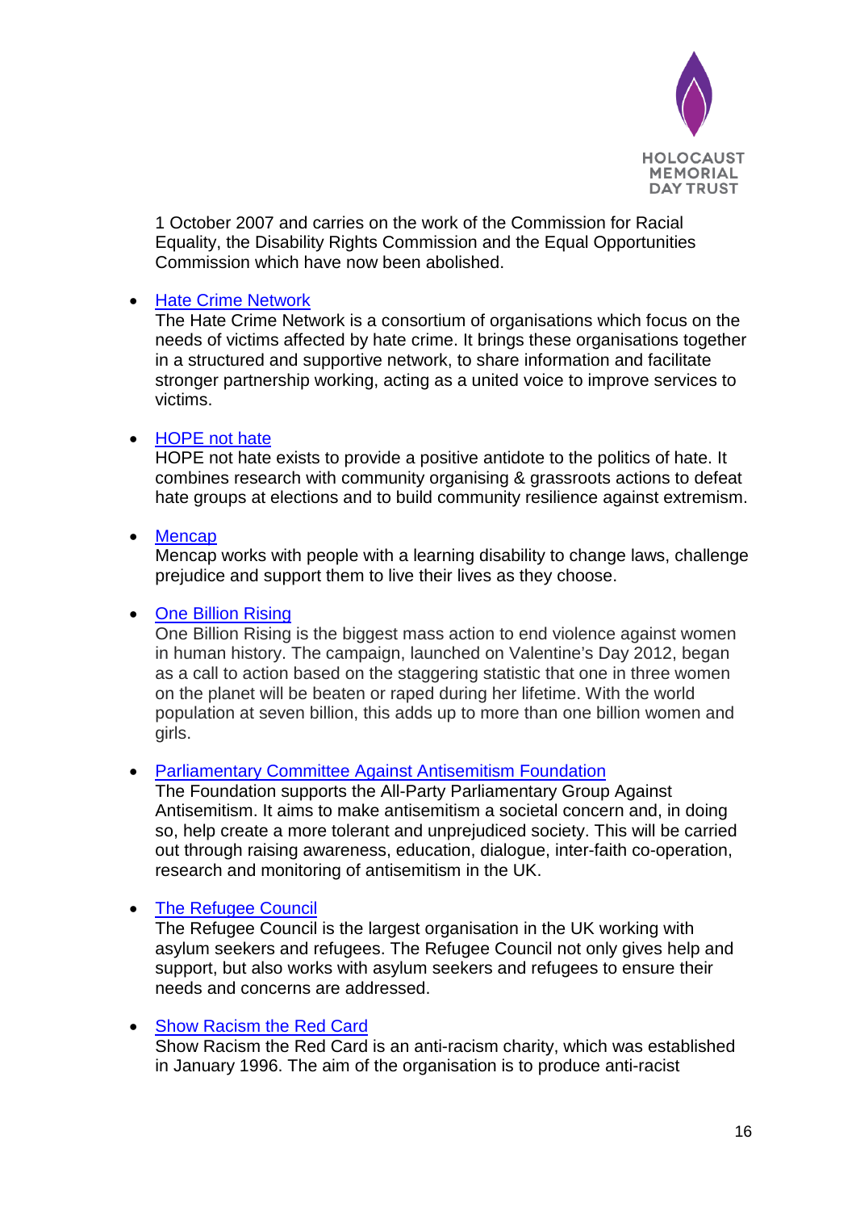1 October 2007 and carries on the work of the Commission for Racial Equality, the Disability Rights Commission and the Equal Opportunities Commission which have now been abolished.

- [Hate Crime Network]
  The Hate Crime Network is a consortium of organisations which focus on the needs of victims affected by hate crime. It brings these organisations together in a structured and supportive network, to share information and facilitate stronger partnership working, acting as a united voice to improve services to victims.

- [HOPE not hate]
  HOPE not hate exists to provide a positive antidote to the politics of hate. It combines research with community organising & grassroots actions to defeat hate groups at elections and to build community resilience against extremism.

- [Mencap]
  Mencap works with people with a learning disability to change laws, challenge prejudice and support them to live their lives as they choose.

- [One Billion Rising]
  One Billion Rising is the biggest mass action to end violence against women in human history. The campaign, launched on Valentine's Day 2012, began as a call to action based on the staggering statistic that one in three women on the planet will be beaten or raped during her lifetime. With the world population at seven billion, this adds up to more than one billion women and girls.

- [Parliamentary Committee Against Antisemitism Foundation]
  The Foundation supports the All-Party Parliamentary Group Against Antisemitism. It aims to make antisemitism a societal concern and, in doing so, help create a more tolerant and unprejudiced society. This will be carried out through raising awareness, education, dialogue, inter-faith co-operation, research and monitoring of antisemitism in the UK.

- [The Refugee Council]
  The Refugee Council is the largest organisation in the UK working with asylum seekers and refugees. The Refugee Council not only gives help and support, but also works with asylum seekers and refugees to ensure their needs and concerns are addressed.

- [Show Racism the Red Card]
  Show Racism the Red Card is an anti-racism charity, which was established in January 1996. The aim of the organisation is to produce anti-racist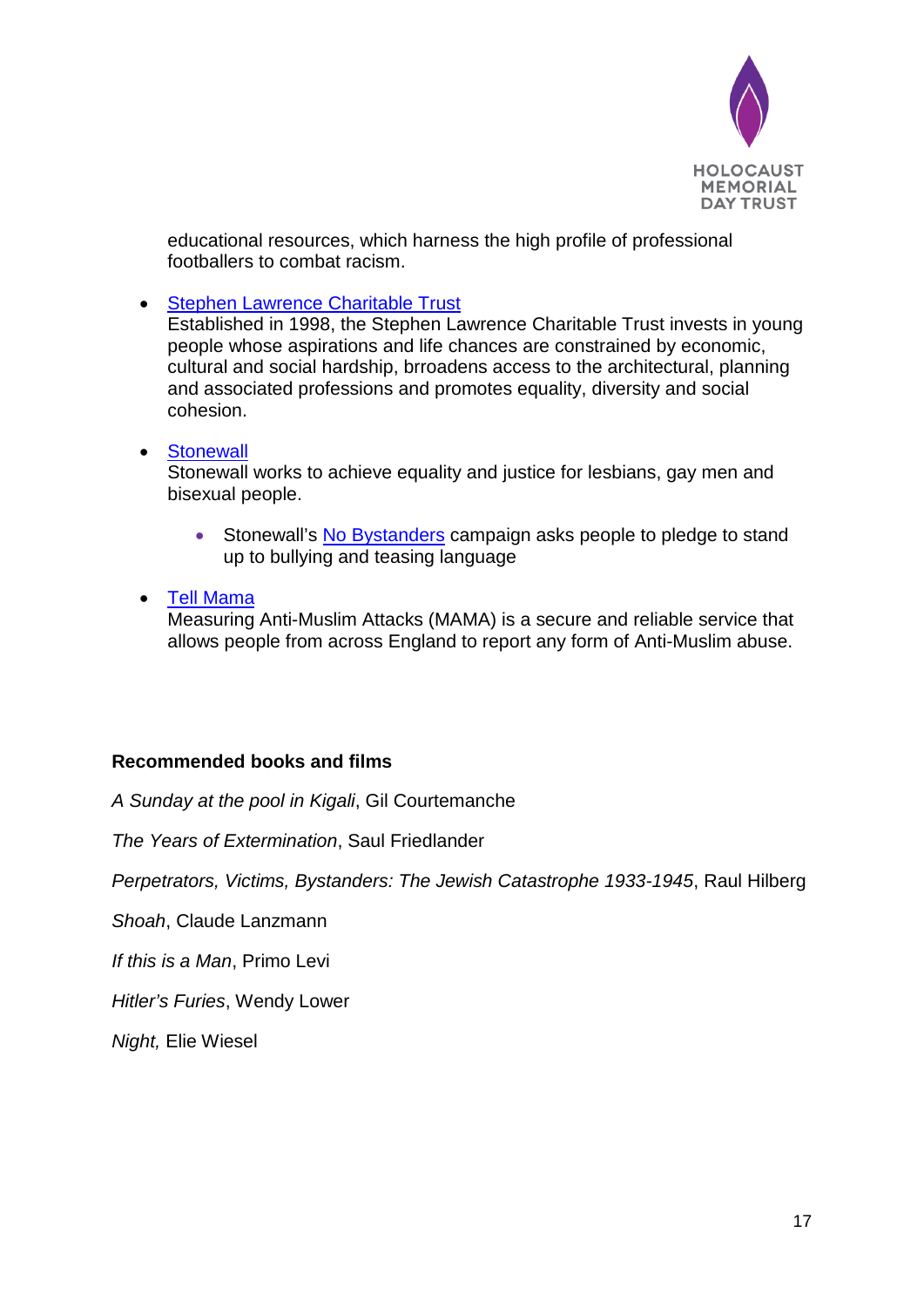educational resources, which harness the high profile of professional footballers to combat racism.

- [Stephen Lawrence Charitable Trust]
  Established in 1998, the Stephen Lawrence Charitable Trust invests in young people whose aspirations and life chances are constrained by economic, cultural and social hardship, brroadens access to the architectural, planning and associated professions and promotes equality, diversity and social cohesion.

- [Stonewall]
  Stonewall works to achieve equality and justice for lesbians, gay men and bisexual people.

  - Stonewall's [No Bystanders] campaign asks people to pledge to stand up to bullying and teasing language

- [Tell Mama]
  Measuring Anti-Muslim Attacks (MAMA) is a secure and reliable service that allows people from across England to report any form of Anti-Muslim abuse.

**Recommended books and films**

*A Sunday at the pool in Kigali*, Gil Courtemanche

*The Years of Extermination*, Saul Friedlander

*Perpetrators, Victims, Bystanders: The Jewish Catastrophe 1933-1945*, Raul Hilberg

*Shoah*, Claude Lanzmann

*If this is a Man*, Primo Levi

*Hitler's Furies*, Wendy Lower

*Night,* Elie Wiesel